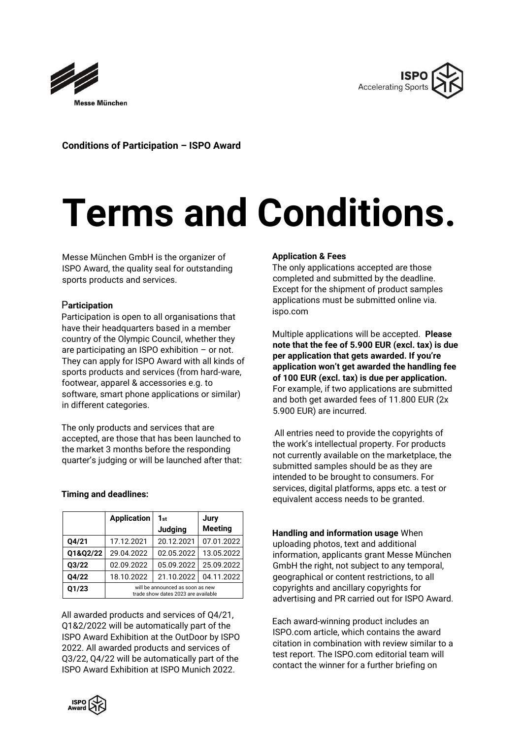**Conditions of Participation – ISPO Award**

# Terms and Conditions.

Messe München GmbH is the organizer of ISPO Award, the quality seal for outstanding sports products and services.

### Participation

Participation is open to all organisations that have their headquarters based in a member country of the Olympic Council, whether they are participating an ISPO exhibition – or not. They can apply for ISPO Award with all kinds of sports products and services (from hard-ware, footwear, apparel & accessories e.g. to software, smart phone applications or similar) in different categories.

The only products and services that are accepted, are those that has been launched to the market 3 months before the responding quarter's judging or will be launched after that:

**Timing and deadlines:**

| | Application | 1st Judging | Jury Meeting |
|---|---|---|---|
| **Q4/21** | 17.12.2021 | 20.12.2021 | 07.01.2022 |
| **Q1&Q2/22** | 29.04.2022 | 02.05.2022 | 13.05.2022 |
| **Q3/22** | 02.09.2022 | 05.09.2022 | 25.09.2022 |
| **Q4/22** | 18.10.2022 | 21.10.2022 | 04.11.2022 |
| **Q1/23** | will be announced as soon as new trade show dates 2023 are available | | |

All awarded products and services of Q4/21, Q1&2/2022 will be automatically part of the ISPO Award Exhibition at the OutDoor by ISPO 2022. All awarded products and services of Q3/22, Q4/22 will be automatically part of the ISPO Award Exhibition at ISPO Munich 2022.

### Application & Fees

The only applications accepted are those completed and submitted by the deadline. Except for the shipment of product samples applications must be submitted online via. ispo.com

Multiple applications will be accepted. **Please note that the fee of 5.900 EUR (excl. tax) is due per application that gets awarded. If you're application won't get awarded the handling fee of 100 EUR (excl. tax) is due per application.** For example, if two applications are submitted and both get awarded fees of 11.800 EUR (2x 5.900 EUR) are incurred.

All entries need to provide the copyrights of the work's intellectual property. For products not currently available on the marketplace, the submitted samples should be as they are intended to be brought to consumers. For services, digital platforms, apps etc. a test or equivalent access needs to be granted.

**Handling and information usage** When uploading photos, text and additional information, applicants grant Messe München GmbH the right, not subject to any temporal, geographical or content restrictions, to all copyrights and ancillary copyrights for advertising and PR carried out for ISPO Award.

Each award-winning product includes an ISPO.com article, which contains the award citation in combination with review similar to a test report. The ISPO.com editorial team will contact the winner for a further briefing on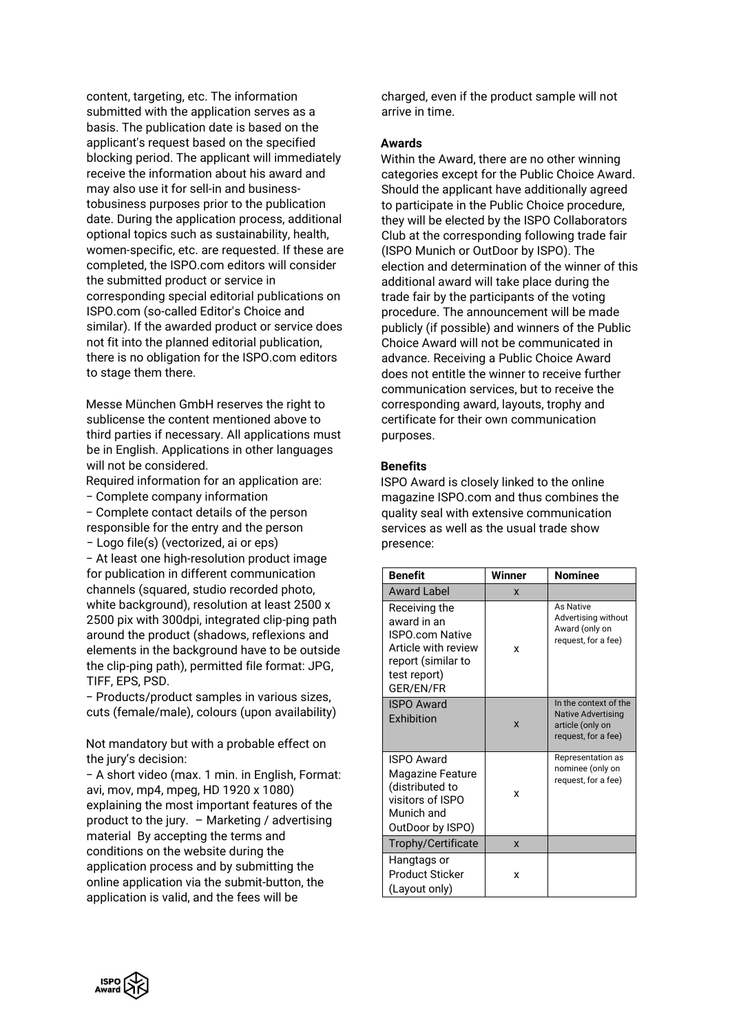content, targeting, etc. The information submitted with the application serves as a basis. The publication date is based on the applicant's request based on the specified blocking period. The applicant will immediately receive the information about his award and may also use it for sell-in and business-tobusiness purposes prior to the publication date. During the application process, additional optional topics such as sustainability, health, women-specific, etc. are requested. If these are completed, the ISPO.com editors will consider the submitted product or service in corresponding special editorial publications on ISPO.com (so-called Editor's Choice and similar). If the awarded product or service does not fit into the planned editorial publication, there is no obligation for the ISPO.com editors to stage them there.

Messe München GmbH reserves the right to sublicense the content mentioned above to third parties if necessary. All applications must be in English. Applications in other languages will not be considered.

Required information for an application are:

– Complete company information
– Complete contact details of the person responsible for the entry and the person
– Logo file(s) (vectorized, ai or eps)
– At least one high-resolution product image for publication in different communication channels (squared, studio recorded photo, white background), resolution at least 2500 x 2500 pix with 300dpi, integrated clip-ping path around the product (shadows, reflexions and elements in the background have to be outside the clip-ping path), permitted file format: JPG, TIFF, EPS, PSD.
– Products/product samples in various sizes, cuts (female/male), colours (upon availability)

Not mandatory but with a probable effect on the jury's decision:

– A short video (max. 1 min. in English, Format: avi, mov, mp4, mpeg, HD 1920 x 1080) explaining the most important features of the product to the jury. – Marketing / advertising material By accepting the terms and conditions on the website during the application process and by submitting the online application via the submit-button, the application is valid, and the fees will be charged, even if the product sample will not arrive in time.

**Awards**

Within the Award, there are no other winning categories except for the Public Choice Award. Should the applicant have additionally agreed to participate in the Public Choice procedure, they will be elected by the ISPO Collaborators Club at the corresponding following trade fair (ISPO Munich or OutDoor by ISPO). The election and determination of the winner of this additional award will take place during the trade fair by the participants of the voting procedure. The announcement will be made publicly (if possible) and winners of the Public Choice Award will not be communicated in advance. Receiving a Public Choice Award does not entitle the winner to receive further communication services, but to receive the corresponding award, layouts, trophy and certificate for their own communication purposes.

**Benefits**

ISPO Award is closely linked to the online magazine ISPO.com and thus combines the quality seal with extensive communication services as well as the usual trade show presence:

| Benefit | Winner | Nominee |
|---|---|---|
| Award Label | x | |
| Receiving the award in an ISPO.com Native Article with review report (similar to test report) GER/EN/FR | x | As Native Advertising without Award (only on request, for a fee) |
| ISPO Award Exhibition | x | In the context of the Native Advertising article (only on request, for a fee) |
| ISPO Award Magazine Feature (distributed to visitors of ISPO Munich and OutDoor by ISPO) | x | Representation as nominee (only on request, for a fee) |
| Trophy/Certificate | x | |
| Hangtags or Product Sticker (Layout only) | x | |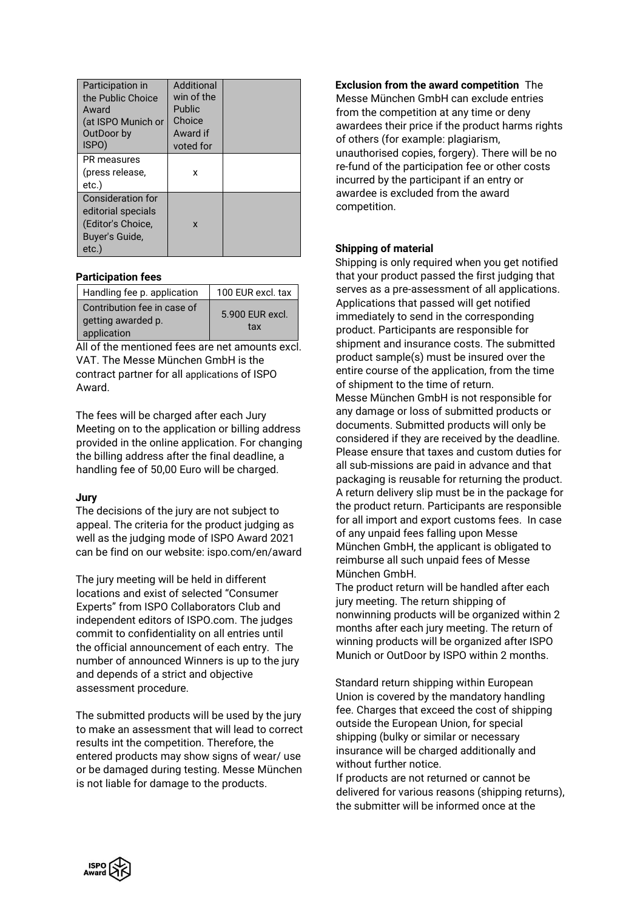| Participation in the Public Choice Award (at ISPO Munich or OutDoor by ISPO) | Additional win of the Public Choice Award if voted for | |
|---|---|---|
| PR measures (press release, etc.) | x | |
| Consideration for editorial specials (Editor's Choice, Buyer's Guide, etc.) | x | |

**Participation fees**

| Handling fee p. application | 100 EUR excl. tax |
|---|---|
| Contribution fee in case of getting awarded p. application | 5.900 EUR excl. tax |

All of the mentioned fees are net amounts excl. VAT. The Messe München GmbH is the contract partner for all applications of ISPO Award.

The fees will be charged after each Jury Meeting on to the application or billing address provided in the online application. For changing the billing address after the final deadline, a handling fee of 50,00 Euro will be charged.

**Jury**

The decisions of the jury are not subject to appeal. The criteria for the product judging as well as the judging mode of ISPO Award 2021 can be find on our website: ispo.com/en/award

The jury meeting will be held in different locations and exist of selected "Consumer Experts" from ISPO Collaborators Club and independent editors of ISPO.com. The judges commit to confidentiality on all entries until the official announcement of each entry. The number of announced Winners is up to the jury and depends of a strict and objective assessment procedure.

The submitted products will be used by the jury to make an assessment that will lead to correct results int the competition. Therefore, the entered products may show signs of wear/ use or be damaged during testing. Messe München is not liable for damage to the products.

**Exclusion from the award competition** The Messe München GmbH can exclude entries from the competition at any time or deny awardees their price if the product harms rights of others (for example: plagiarism, unauthorised copies, forgery). There will be no re-fund of the participation fee or other costs incurred by the participant if an entry or awardee is excluded from the award competition.

**Shipping of material**

Shipping is only required when you get notified that your product passed the first judging that serves as a pre-assessment of all applications. Applications that passed will get notified immediately to send in the corresponding product. Participants are responsible for shipment and insurance costs. The submitted product sample(s) must be insured over the entire course of the application, from the time of shipment to the time of return.

Messe München GmbH is not responsible for any damage or loss of submitted products or documents. Submitted products will only be considered if they are received by the deadline. Please ensure that taxes and custom duties for all sub-missions are paid in advance and that packaging is reusable for returning the product. A return delivery slip must be in the package for the product return. Participants are responsible for all import and export customs fees. In case of any unpaid fees falling upon Messe München GmbH, the applicant is obligated to reimburse all such unpaid fees of Messe München GmbH.

The product return will be handled after each jury meeting. The return shipping of nonwinning products will be organized within 2 months after each jury meeting. The return of winning products will be organized after ISPO Munich or OutDoor by ISPO within 2 months.

Standard return shipping within European Union is covered by the mandatory handling fee. Charges that exceed the cost of shipping outside the European Union, for special shipping (bulky or similar or necessary insurance will be charged additionally and without further notice.

If products are not returned or cannot be delivered for various reasons (shipping returns), the submitter will be informed once at the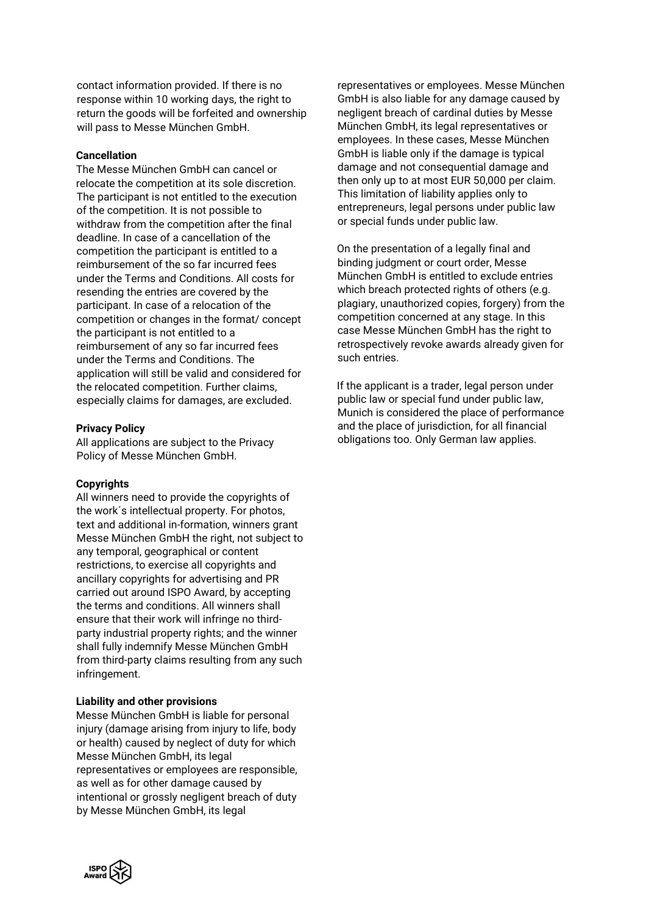contact information provided. If there is no response within 10 working days, the right to return the goods will be forfeited and ownership will pass to Messe München GmbH.

**Cancellation**

The Messe München GmbH can cancel or relocate the competition at its sole discretion. The participant is not entitled to the execution of the competition. It is not possible to withdraw from the competition after the final deadline. In case of a cancellation of the competition the participant is entitled to a reimbursement of the so far incurred fees under the Terms and Conditions. All costs for resending the entries are covered by the participant. In case of a relocation of the competition or changes in the format/ concept the participant is not entitled to a reimbursement of any so far incurred fees under the Terms and Conditions. The application will still be valid and considered for the relocated competition. Further claims, especially claims for damages, are excluded.

**Privacy Policy**

All applications are subject to the Privacy Policy of Messe München GmbH.

**Copyrights**

All winners need to provide the copyrights of the work´s intellectual property. For photos, text and additional in-formation, winners grant Messe München GmbH the right, not subject to any temporal, geographical or content restrictions, to exercise all copyrights and ancillary copyrights for advertising and PR carried out around ISPO Award, by accepting the terms and conditions. All winners shall ensure that their work will infringe no third-party industrial property rights; and the winner shall fully indemnify Messe München GmbH from third-party claims resulting from any such infringement.

**Liability and other provisions**

Messe München GmbH is liable for personal injury (damage arising from injury to life, body or health) caused by neglect of duty for which Messe München GmbH, its legal representatives or employees are responsible, as well as for other damage caused by intentional or grossly negligent breach of duty by Messe München GmbH, its legal representatives or employees. Messe München GmbH is also liable for any damage caused by negligent breach of cardinal duties by Messe München GmbH, its legal representatives or employees. In these cases, Messe München GmbH is liable only if the damage is typical damage and not consequential damage and then only up to at most EUR 50,000 per claim. This limitation of liability applies only to entrepreneurs, legal persons under public law or special funds under public law.

On the presentation of a legally final and binding judgment or court order, Messe München GmbH is entitled to exclude entries which breach protected rights of others (e.g. plagiary, unauthorized copies, forgery) from the competition concerned at any stage. In this case Messe München GmbH has the right to retrospectively revoke awards already given for such entries.

If the applicant is a trader, legal person under public law or special fund under public law, Munich is considered the place of performance and the place of jurisdiction, for all financial obligations too. Only German law applies.